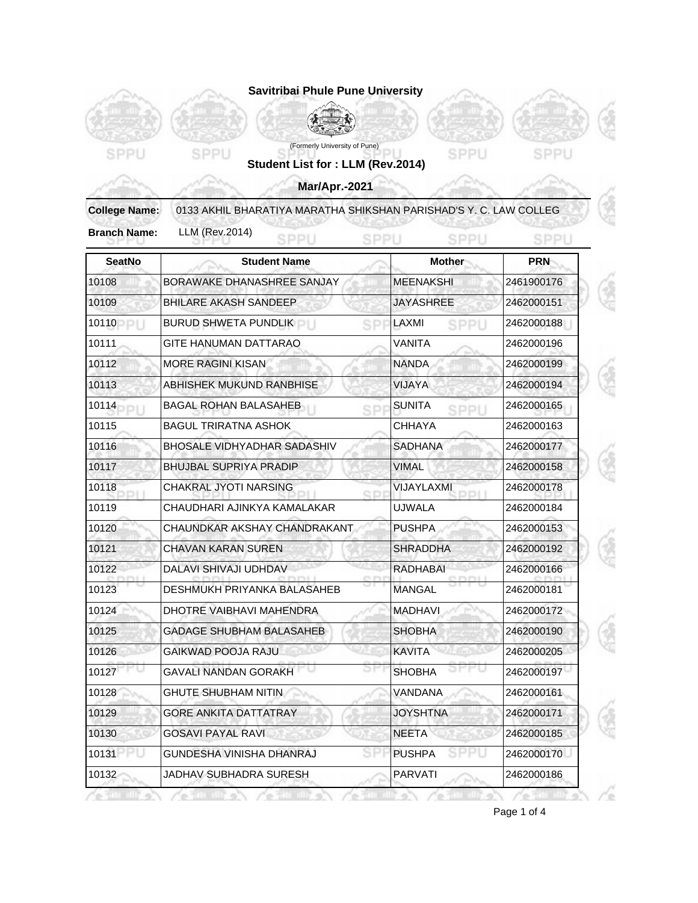# Savitribai Phule Pune University

(Formerly University of Pune)

## Student List for : LLM (Rev.2014)

### Mar/Apr.-2021

**College Name:** 0133 AKHIL BHARATIYA MARATHA SHIKSHAN PARISHAD'S Y. C. LAW COLLEG

**Branch Name:** LLM (Rev.2014)

| SeatNo | Student Name | Mother | PRN |
|---|---|---|---|
| 10108 | BORAWAKE DHANASHREE SANJAY | MEENAKSHI | 2461900176 |
| 10109 | BHILARE AKASH SANDEEP | JAYASHREE | 2462000151 |
| 10110 | BURUD SHWETA PUNDLIK | LAXMI | 2462000188 |
| 10111 | GITE HANUMAN DATTARAO | VANITA | 2462000196 |
| 10112 | MORE RAGINI KISAN | NANDA | 2462000199 |
| 10113 | ABHISHEK MUKUND RANBHISE | VIJAYA | 2462000194 |
| 10114 | BAGAL ROHAN BALASAHEB | SUNITA | 2462000165 |
| 10115 | BAGUL TRIRATNA ASHOK | CHHAYA | 2462000163 |
| 10116 | BHOSALE VIDHYADHAR SADASHIV | SADHANA | 2462000177 |
| 10117 | BHUJBAL SUPRIYA PRADIP | VIMAL | 2462000158 |
| 10118 | CHAKRAL JYOTI NARSING | VIJAYLAXMI | 2462000178 |
| 10119 | CHAUDHARI AJINKYA KAMALAKAR | UJWALA | 2462000184 |
| 10120 | CHAUNDKAR AKSHAY CHANDRAKANT | PUSHPA | 2462000153 |
| 10121 | CHAVAN KARAN SUREN | SHRADDHA | 2462000192 |
| 10122 | DALAVI SHIVAJI UDHDAV | RADHABAI | 2462000166 |
| 10123 | DESHMUKH PRIYANKA BALASAHEB | MANGAL | 2462000181 |
| 10124 | DHOTRE VAIBHAVI MAHENDRA | MADHAVI | 2462000172 |
| 10125 | GADAGE SHUBHAM BALASAHEB | SHOBHA | 2462000190 |
| 10126 | GAIKWAD POOJA RAJU | KAVITA | 2462000205 |
| 10127 | GAVALI NANDAN GORAKH | SHOBHA | 2462000197 |
| 10128 | GHUTE SHUBHAM NITIN | VANDANA | 2462000161 |
| 10129 | GORE ANKITA DATTATRAY | JOYSHTNA | 2462000171 |
| 10130 | GOSAVI PAYAL RAVI | NEETA | 2462000185 |
| 10131 | GUNDESHA VINISHA DHANRAJ | PUSHPA | 2462000170 |
| 10132 | JADHAV SUBHADRA SURESH | PARVATI | 2462000186 |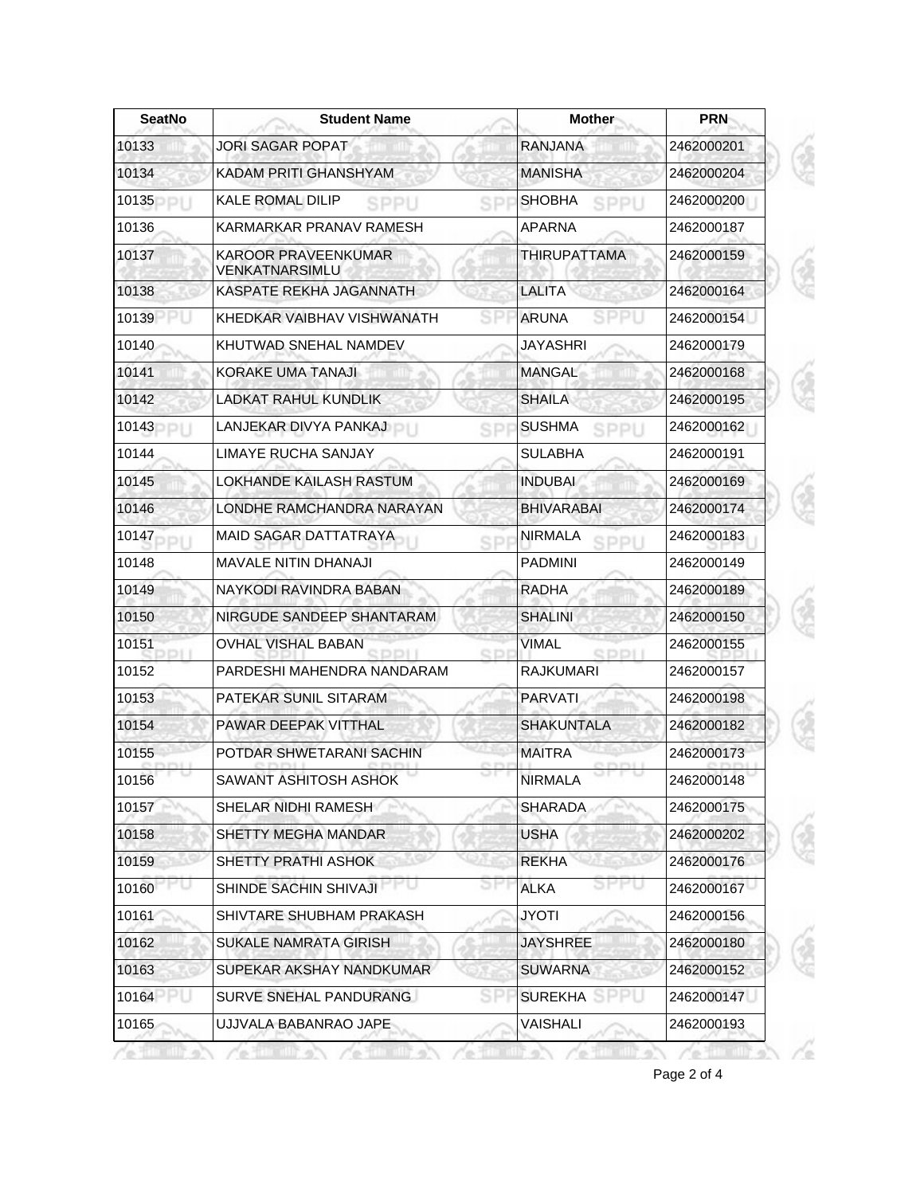| SeatNo | Student Name | Mother | PRN |
|---|---|---|---|
| 10133 | JORI SAGAR POPAT | RANJANA | 2462000201 |
| 10134 | KADAM PRITI GHANSHYAM | MANISHA | 2462000204 |
| 10135 | KALE ROMAL DILIP | SHOBHA | 2462000200 |
| 10136 | KARMARKAR PRANAV RAMESH | APARNA | 2462000187 |
| 10137 | KAROOR PRAVEENKUMAR VENKATNARSIMLU | THIRUPATTAMA | 2462000159 |
| 10138 | KASPATE REKHA JAGANNATH | LALITA | 2462000164 |
| 10139 | KHEDKAR VAIBHAV VISHWANATH | ARUNA | 2462000154 |
| 10140 | KHUTWAD SNEHAL NAMDEV | JAYASHRI | 2462000179 |
| 10141 | KORAKE UMA TANAJI | MANGAL | 2462000168 |
| 10142 | LADKAT RAHUL KUNDLIK | SHAILA | 2462000195 |
| 10143 | LANJEKAR DIVYA PANKAJ | SUSHMA | 2462000162 |
| 10144 | LIMAYE RUCHA SANJAY | SULABHA | 2462000191 |
| 10145 | LOKHANDE KAILASH RASTUM | INDUBAI | 2462000169 |
| 10146 | LONDHE RAMCHANDRA NARAYAN | BHIVARABAI | 2462000174 |
| 10147 | MAID SAGAR DATTATRAYA | NIRMALA | 2462000183 |
| 10148 | MAVALE NITIN DHANAJI | PADMINI | 2462000149 |
| 10149 | NAYKODI RAVINDRA BABAN | RADHA | 2462000189 |
| 10150 | NIRGUDE SANDEEP SHANTARAM | SHALINI | 2462000150 |
| 10151 | OVHAL VISHAL BABAN | VIMAL | 2462000155 |
| 10152 | PARDESHI MAHENDRA NANDARAM | RAJKUMARI | 2462000157 |
| 10153 | PATEKAR SUNIL SITARAM | PARVATI | 2462000198 |
| 10154 | PAWAR DEEPAK VITTHAL | SHAKUNTALA | 2462000182 |
| 10155 | POTDAR SHWETARANI SACHIN | MAITRA | 2462000173 |
| 10156 | SAWANT ASHITOSH ASHOK | NIRMALA | 2462000148 |
| 10157 | SHELAR NIDHI RAMESH | SHARADA | 2462000175 |
| 10158 | SHETTY MEGHA MANDAR | USHA | 2462000202 |
| 10159 | SHETTY PRATHI ASHOK | REKHA | 2462000176 |
| 10160 | SHINDE SACHIN SHIVAJI | ALKA | 2462000167 |
| 10161 | SHIVTARE SHUBHAM PRAKASH | JYOTI | 2462000156 |
| 10162 | SUKALE NAMRATA GIRISH | JAYSHREE | 2462000180 |
| 10163 | SUPEKAR AKSHAY NANDKUMAR | SUWARNA | 2462000152 |
| 10164 | SURVE SNEHAL PANDURANG | SUREKHA | 2462000147 |
| 10165 | UJJVALA BABANRAO JAPE | VAISHALI | 2462000193 |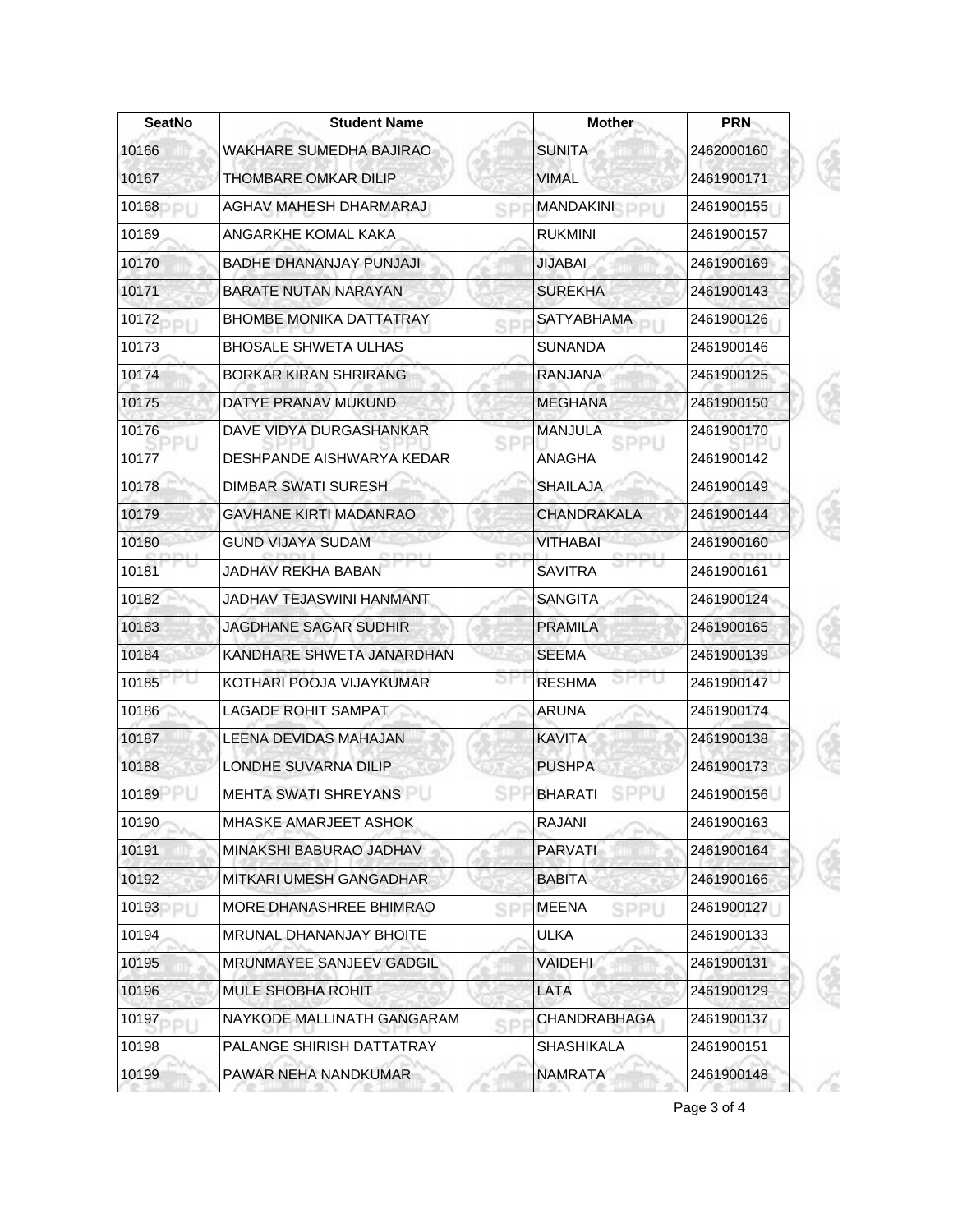| SeatNo | Student Name | Mother | PRN |
|---|---|---|---|
| 10166 | WAKHARE SUMEDHA BAJIRAO | SUNITA | 2462000160 |
| 10167 | THOMBARE OMKAR DILIP | VIMAL | 2461900171 |
| 10168 | AGHAV MAHESH DHARMARAJ | MANDAKINI | 2461900155 |
| 10169 | ANGARKHE KOMAL KAKA | RUKMINI | 2461900157 |
| 10170 | BADHE DHANANJAY PUNJAJI | JIJABAI | 2461900169 |
| 10171 | BARATE NUTAN NARAYAN | SUREKHA | 2461900143 |
| 10172 | BHOMBE MONIKA DATTATRAY | SATYABHAMA | 2461900126 |
| 10173 | BHOSALE SHWETA ULHAS | SUNANDA | 2461900146 |
| 10174 | BORKAR KIRAN SHRIRANG | RANJANA | 2461900125 |
| 10175 | DATYE PRANAV MUKUND | MEGHANA | 2461900150 |
| 10176 | DAVE VIDYA DURGASHANKAR | MANJULA | 2461900170 |
| 10177 | DESHPANDE AISHWARYA KEDAR | ANAGHA | 2461900142 |
| 10178 | DIMBAR SWATI SURESH | SHAILAJA | 2461900149 |
| 10179 | GAVHANE KIRTI MADANRAO | CHANDRAKALA | 2461900144 |
| 10180 | GUND VIJAYA SUDAM | VITHABAI | 2461900160 |
| 10181 | JADHAV REKHA BABAN | SAVITRA | 2461900161 |
| 10182 | JADHAV TEJASWINI HANMANT | SANGITA | 2461900124 |
| 10183 | JAGDHANE SAGAR SUDHIR | PRAMILA | 2461900165 |
| 10184 | KANDHARE SHWETA JANARDHAN | SEEMA | 2461900139 |
| 10185 | KOTHARI POOJA VIJAYKUMAR | RESHMA | 2461900147 |
| 10186 | LAGADE ROHIT SAMPAT | ARUNA | 2461900174 |
| 10187 | LEENA DEVIDAS MAHAJAN | KAVITA | 2461900138 |
| 10188 | LONDHE SUVARNA DILIP | PUSHPA | 2461900173 |
| 10189 | MEHTA SWATI SHREYANS | BHARATI | 2461900156 |
| 10190 | MHASKE AMARJEET ASHOK | RAJANI | 2461900163 |
| 10191 | MINAKSHI BABURAO JADHAV | PARVATI | 2461900164 |
| 10192 | MITKARI UMESH GANGADHAR | BABITA | 2461900166 |
| 10193 | MORE DHANASHREE BHIMRAO | MEENA | 2461900127 |
| 10194 | MRUNAL DHANANJAY BHOITE | ULKA | 2461900133 |
| 10195 | MRUNMAYEE SANJEEV GADGIL | VAIDEHI | 2461900131 |
| 10196 | MULE SHOBHA ROHIT | LATA | 2461900129 |
| 10197 | NAYKODE MALLINATH GANGARAM | CHANDRABHAGA | 2461900137 |
| 10198 | PALANGE SHIRISH DATTATRAY | SHASHIKALA | 2461900151 |
| 10199 | PAWAR NEHA NANDKUMAR | NAMRATA | 2461900148 |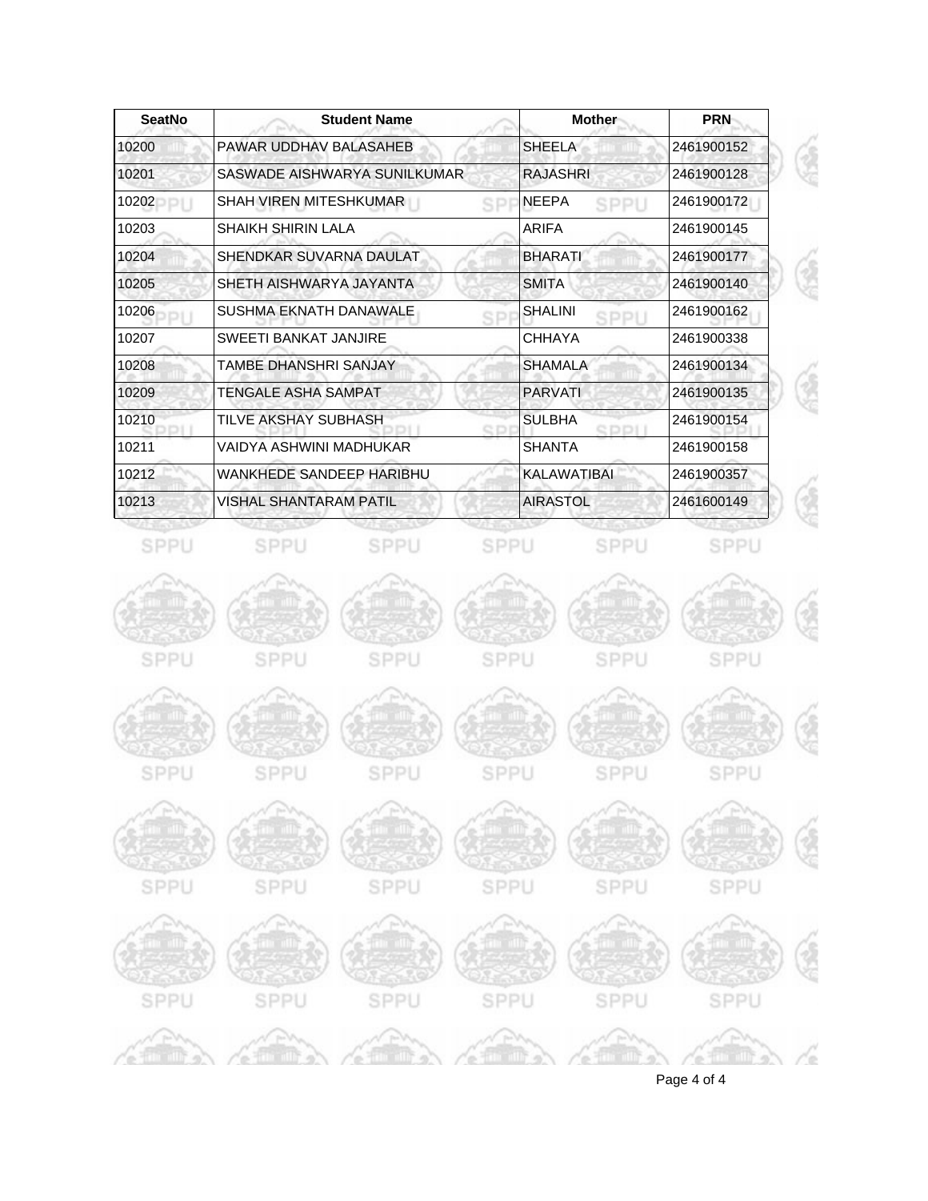| SeatNo | Student Name | Mother | PRN |
|---|---|---|---|
| 10200 | PAWAR UDDHAV BALASAHEB | SHEELA | 2461900152 |
| 10201 | SASWADE AISHWARYA SUNILKUMAR | RAJASHRI | 2461900128 |
| 10202 | SHAH VIREN MITESHKUMAR | NEEPA | 2461900172 |
| 10203 | SHAIKH SHIRIN LALA | ARIFA | 2461900145 |
| 10204 | SHENDKAR SUVARNA DAULAT | BHARATI | 2461900177 |
| 10205 | SHETH AISHWARYA JAYANTA | SMITA | 2461900140 |
| 10206 | SUSHMA EKNATH DANAWALE | SHALINI | 2461900162 |
| 10207 | SWEETI BANKAT JANJIRE | CHHAYA | 2461900338 |
| 10208 | TAMBE DHANSHRI SANJAY | SHAMALA | 2461900134 |
| 10209 | TENGALE ASHA SAMPAT | PARVATI | 2461900135 |
| 10210 | TILVE AKSHAY SUBHASH | SULBHA | 2461900154 |
| 10211 | VAIDYA ASHWINI MADHUKAR | SHANTA | 2461900158 |
| 10212 | WANKHEDE SANDEEP HARIBHU | KALAWATIBAI | 2461900357 |
| 10213 | VISHAL SHANTARAM PATIL | AIRASTOL | 2461600149 |